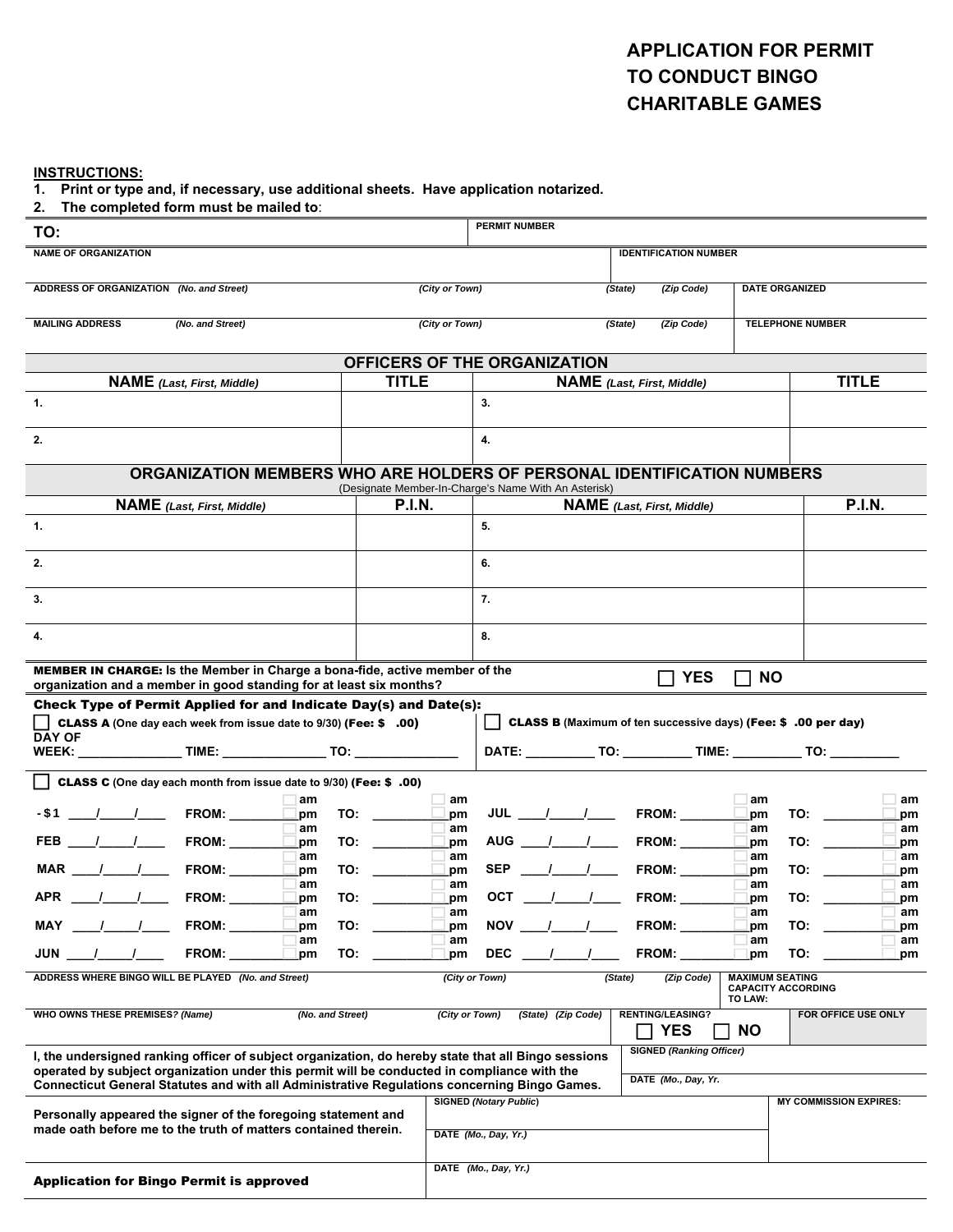# APPLICATION FOR PERMIT TO CONDUCT BINGO CHARITABLE GAMES

**INSTRUCTIONS:**

1. **Print or type and, if necessary, use additional sheets. Have application notarized.**
2. **The completed form must be mailed to**:

| TO: | | PERMIT NUMBER |
|---|---|---|
| NAME OF ORGANIZATION | | IDENTIFICATION NUMBER |
| ADDRESS OF ORGANIZATION *(No. and Street)* *(City or Town)* *(State)* *(Zip Code)* | | DATE ORGANIZED |
| MAILING ADDRESS *(No. and Street)* *(City or Town)* *(State)* *(Zip Code)* | | TELEPHONE NUMBER |

## OFFICERS OF THE ORGANIZATION

| NAME *(Last, First, Middle)* | TITLE | NAME *(Last, First, Middle)* | TITLE |
|---|---|---|---|
| 1. | | 3. | |
| 2. | | 4. | |

## ORGANIZATION MEMBERS WHO ARE HOLDERS OF PERSONAL IDENTIFICATION NUMBERS

(Designate Member-In-Charge's Name With An Asterisk)

| NAME *(Last, First, Middle)* | P.I.N. | NAME *(Last, First, Middle)* | P.I.N. |
|---|---|---|---|
| 1. | | 5. | |
| 2. | | 6. | |
| 3. | | 7. | |
| 4. | | 8. | |

**MEMBER IN CHARGE: Is the Member in Charge a bona-fide, active member of the organization and a member in good standing for at least six months?** ☐ **YES** ☐ **NO**

**Check Type of Permit Applied for and Indicate Day(s) and Date(s):**

☐ **CLASS A** (One day each week from issue date to 9/30) **(Fee: $ .00)**
DAY OF WEEK: _______________ TIME: _______________ TO: _______________

☐ **CLASS B** (Maximum of ten successive days) **(Fee: $ .00 per day)**
DATE: __________ TO: __________ TIME: __________ TO: __________

☐ **CLASS C** (One day each month from issue date to 9/30) **(Fee: $ .00)**

| Month | Date | FROM | TO | Month | Date | FROM | TO |
|---|---|---|---|---|---|---|---|
| - $ 1 | ____/____/____ | ________ ☐ am ☐ pm | ________ ☐ am ☐ pm | JUL | ____/____/____ | ________ ☐ am ☐ pm | ________ ☐ am ☐ pm |
| FEB | ____/____/____ | ________ ☐ am ☐ pm | ________ ☐ am ☐ pm | AUG | ____/____/____ | ________ ☐ am ☐ pm | ________ ☐ am ☐ pm |
| MAR | ____/____/____ | ________ ☐ am ☐ pm | ________ ☐ am ☐ pm | SEP | ____/____/____ | ________ ☐ am ☐ pm | ________ ☐ am ☐ pm |
| APR | ____/____/____ | ________ ☐ am ☐ pm | ________ ☐ am ☐ pm | OCT | ____/____/____ | ________ ☐ am ☐ pm | ________ ☐ am ☐ pm |
| MAY | ____/____/____ | ________ ☐ am ☐ pm | ________ ☐ am ☐ pm | NOV | ____/____/____ | ________ ☐ am ☐ pm | ________ ☐ am ☐ pm |
| JUN | ____/____/____ | ________ ☐ am ☐ pm | ________ ☐ am ☐ pm | DEC | ____/____/____ | ________ ☐ am ☐ pm | ________ ☐ am ☐ pm |

| ADDRESS WHERE BINGO WILL BE PLAYED *(No. and Street)* *(City or Town)* *(State)* *(Zip Code)* | MAXIMUM SEATING CAPACITY ACCORDING TO LAW: | |
|---|---|---|
| WHO OWNS THESE PREMISES? *(Name)* *(No. and Street)* *(City or Town)* *(State)* *(Zip Code)* | RENTING/LEASING? ☐ **YES** ☐ **NO** | FOR OFFICE USE ONLY |

**I, the undersigned ranking officer of subject organization, do hereby state that all Bingo sessions operated by subject organization under this permit will be conducted in compliance with the Connecticut General Statutes and with all Administrative Regulations concerning Bingo Games.**

SIGNED *(Ranking Officer)*

DATE *(Mo., Day, Yr.)*

**Personally appeared the signer of the foregoing statement and made oath before me to the truth of matters contained therein.**

SIGNED *(Notary Public)*

DATE *(Mo., Day, Yr.)*

MY COMMISSION EXPIRES:

**Application for Bingo Permit is approved**

DATE *(Mo., Day, Yr.)*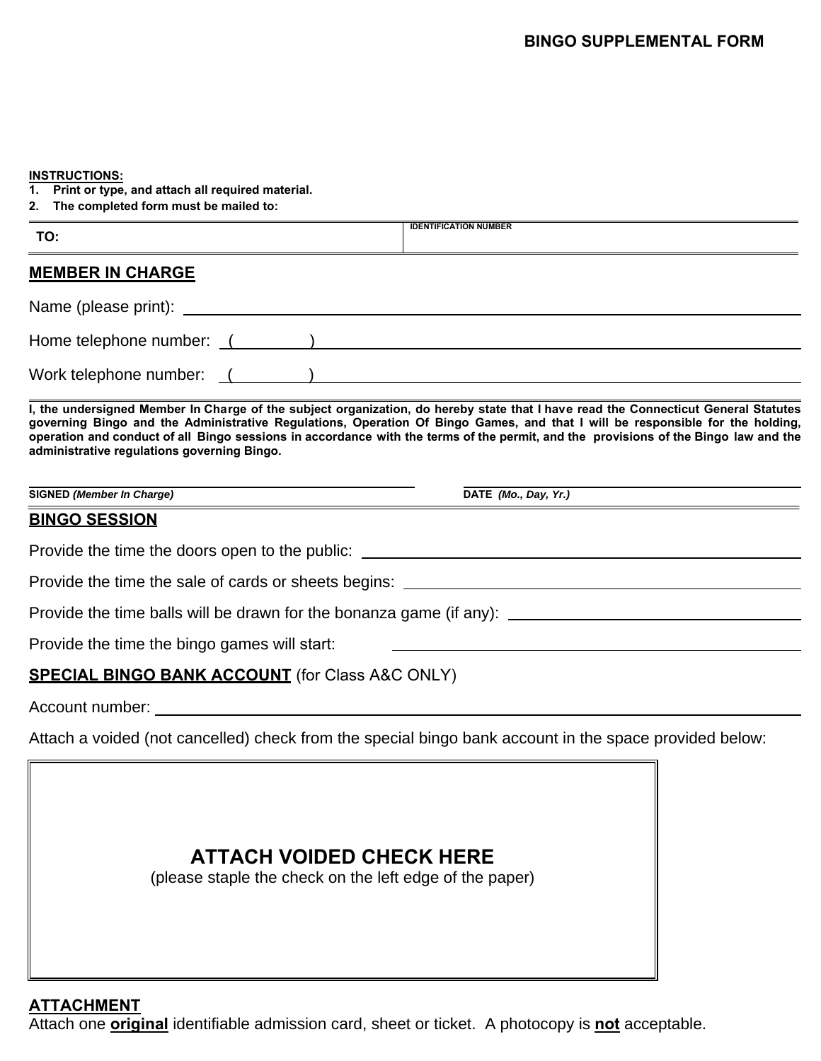**BINGO SUPPLEMENTAL FORM**

**INSTRUCTIONS:**

1. **Print or type, and attach all required material.**
2. **The completed form must be mailed to:**

| **TO:** | **IDENTIFICATION NUMBER** |
|---|---|

## MEMBER IN CHARGE

Name (please print): ______________________________

Home telephone number: ( ) ______________________________

Work telephone number: ( ) ______________________________

**I, the undersigned Member In Charge of the subject organization, do hereby state that I have read the Connecticut General Statutes governing Bingo and the Administrative Regulations, Operation Of Bingo Games, and that I will be responsible for the holding, operation and conduct of all Bingo sessions in accordance with the terms of the permit, and the provisions of the Bingo law and the administrative regulations governing Bingo.**

______________________________ ______________________________

**SIGNED** ***(Member In Charge)*** **DATE** ***(Mo., Day, Yr.)***

## BINGO SESSION

Provide the time the doors open to the public: ______________________________

Provide the time the sale of cards or sheets begins: ______________________________

Provide the time balls will be drawn for the bonanza game (if any): ______________________________

Provide the time the bingo games will start: ______________________________

## SPECIAL BINGO BANK ACCOUNT (for Class A&C ONLY)

Account number: ______________________________

Attach a voided (not cancelled) check from the special bingo bank account in the space provided below:

**ATTACH VOIDED CHECK HERE**

(please staple the check on the left edge of the paper)

## ATTACHMENT

Attach one **original** identifiable admission card, sheet or ticket. A photocopy is **not** acceptable.